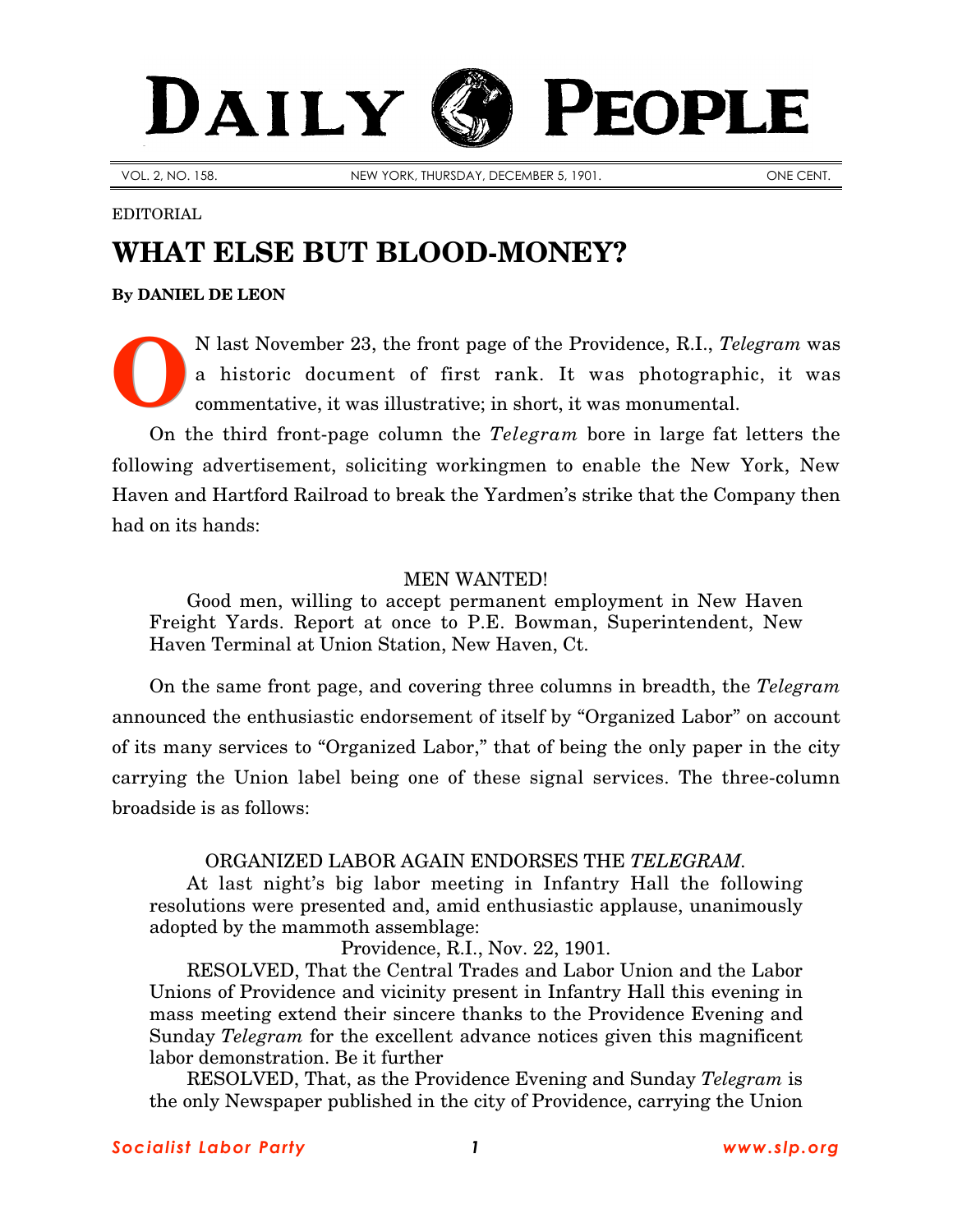# DAILY PEOPLE

VOL. 2, NO. 158. NEW YORK, THURSDAY, DECEMBER 5, 1901. ONE CENT.

EDITORIAL

## WHAT ELSE BUT BLOOD-MONEY?

**By DANIEL DE LEON**

ON last November 23, the front page of the Providence, R.I., *Telegram* was a historic document of first rank. It was photographic, it was commentative, it was illustrative; in short, it was monumental.

On the third front-page column the *Telegram* bore in large fat letters the following advertisement, soliciting workingmen to enable the New York, New Haven and Hartford Railroad to break the Yardmen's strike that the Company then had on its hands:

> MEN WANTED!
>
> Good men, willing to accept permanent employment in New Haven Freight Yards. Report at once to P.E. Bowman, Superintendent, New Haven Terminal at Union Station, New Haven, Ct.

On the same front page, and covering three columns in breadth, the *Telegram* announced the enthusiastic endorsement of itself by "Organized Labor" on account of its many services to "Organized Labor," that of being the only paper in the city carrying the Union label being one of these signal services. The three-column broadside is as follows:

> ORGANIZED LABOR AGAIN ENDORSES THE *TELEGRAM*.
>
> At last night's big labor meeting in Infantry Hall the following resolutions were presented and, amid enthusiastic applause, unanimously adopted by the mammoth assemblage:
>
> Providence, R.I., Nov. 22, 1901.
>
> RESOLVED, That the Central Trades and Labor Union and the Labor Unions of Providence and vicinity present in Infantry Hall this evening in mass meeting extend their sincere thanks to the Providence Evening and Sunday *Telegram* for the excellent advance notices given this magnificent labor demonstration. Be it further
>
> RESOLVED, That, as the Providence Evening and Sunday *Telegram* is the only Newspaper published in the city of Providence, carrying the Union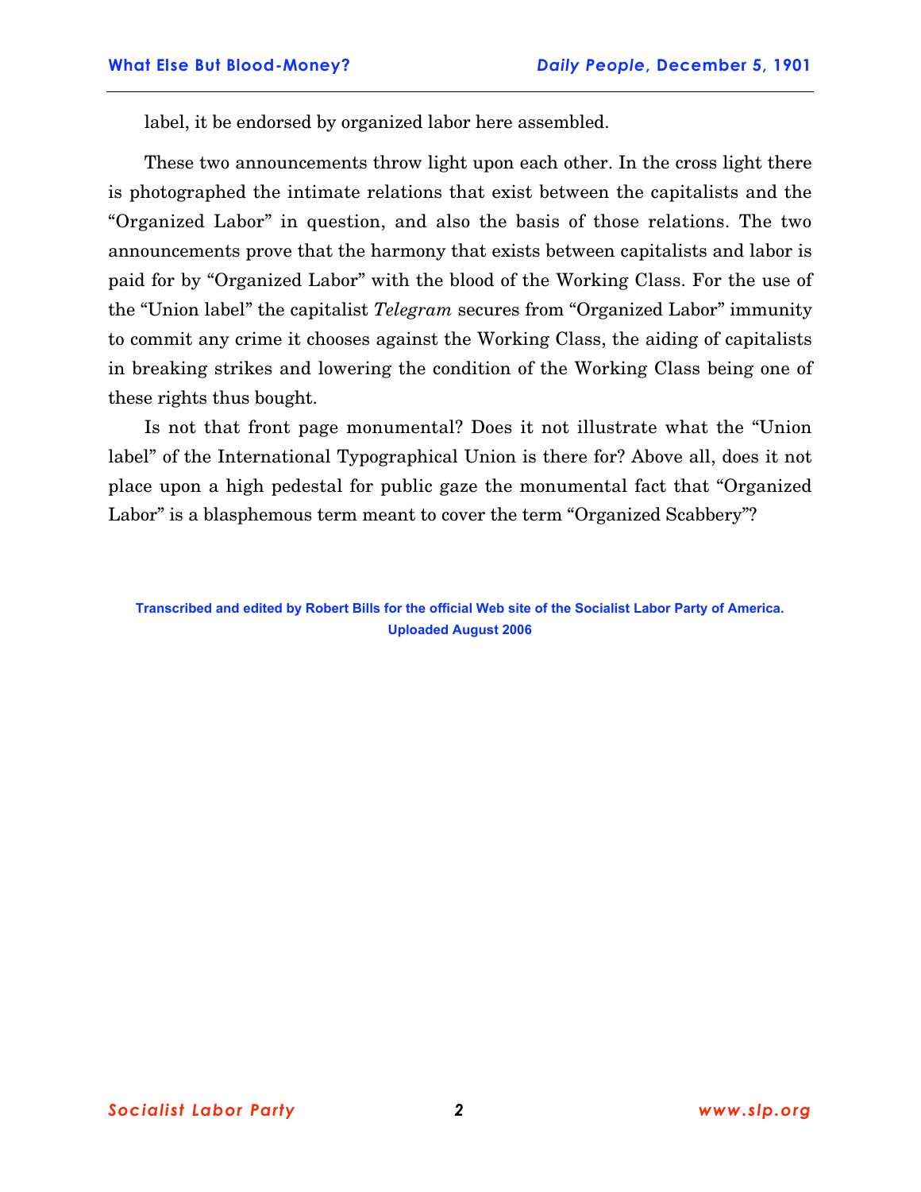label, it be endorsed by organized labor here assembled.

These two announcements throw light upon each other. In the cross light there is photographed the intimate relations that exist between the capitalists and the "Organized Labor" in question, and also the basis of those relations. The two announcements prove that the harmony that exists between capitalists and labor is paid for by "Organized Labor" with the blood of the Working Class. For the use of the "Union label" the capitalist *Telegram* secures from "Organized Labor" immunity to commit any crime it chooses against the Working Class, the aiding of capitalists in breaking strikes and lowering the condition of the Working Class being one of these rights thus bought.

Is not that front page monumental? Does it not illustrate what the "Union label" of the International Typographical Union is there for? Above all, does it not place upon a high pedestal for public gaze the monumental fact that "Organized Labor" is a blasphemous term meant to cover the term "Organized Scabbery"?

**Transcribed and edited by Robert Bills for the official Web site of the Socialist Labor Party of America. Uploaded August 2006**